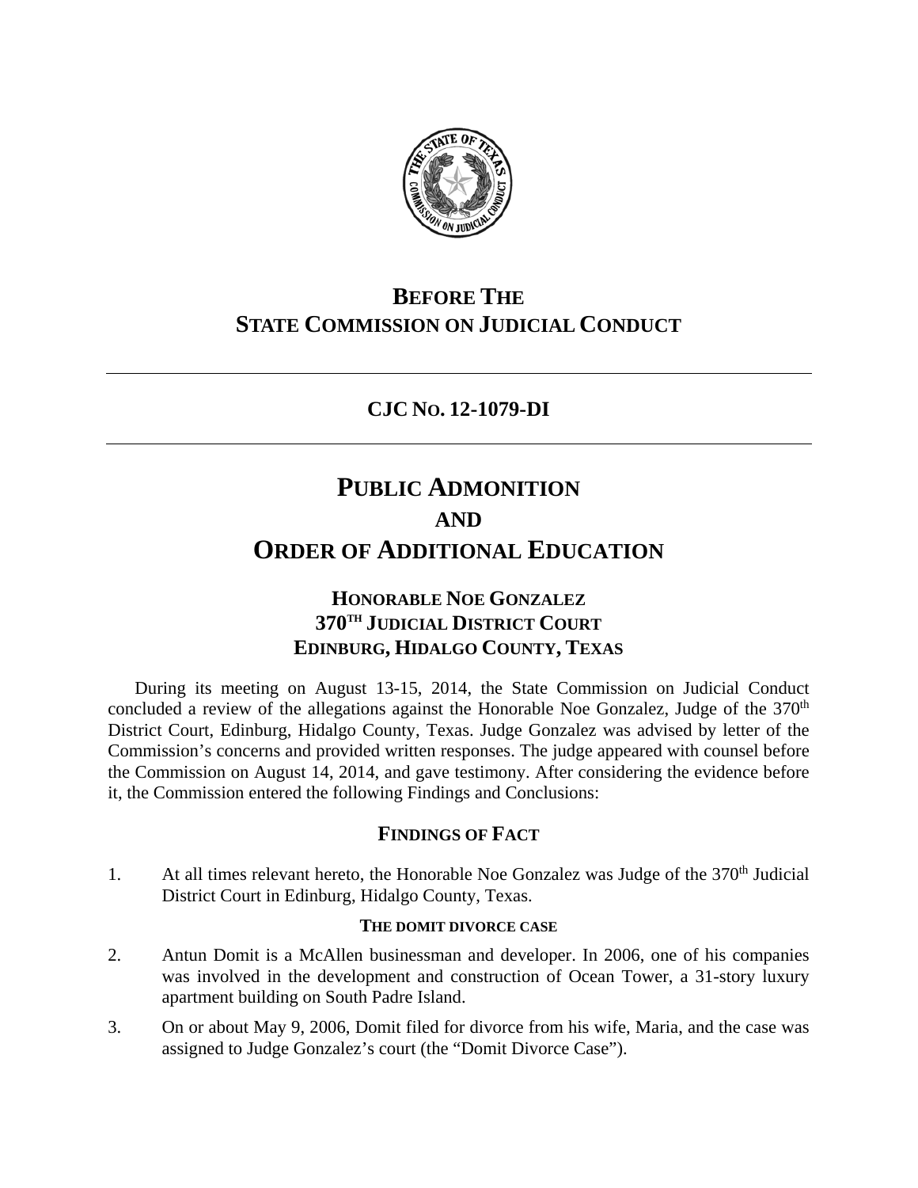# BEFORE THE STATE COMMISSION ON JUDICIAL CONDUCT

## CJC NO. 12-1079-DI

# PUBLIC ADMONITION AND ORDER OF ADDITIONAL EDUCATION

### HONORABLE NOE GONZALEZ
### 370TH JUDICIAL DISTRICT COURT
### EDINBURG, HIDALGO COUNTY, TEXAS

During its meeting on August 13-15, 2014, the State Commission on Judicial Conduct concluded a review of the allegations against the Honorable Noe Gonzalez, Judge of the 370th District Court, Edinburg, Hidalgo County, Texas. Judge Gonzalez was advised by letter of the Commission's concerns and provided written responses. The judge appeared with counsel before the Commission on August 14, 2014, and gave testimony. After considering the evidence before it, the Commission entered the following Findings and Conclusions:

### FINDINGS OF FACT

1. At all times relevant hereto, the Honorable Noe Gonzalez was Judge of the 370th Judicial District Court in Edinburg, Hidalgo County, Texas.

#### THE DOMIT DIVORCE CASE

2. Antun Domit is a McAllen businessman and developer. In 2006, one of his companies was involved in the development and construction of Ocean Tower, a 31-story luxury apartment building on South Padre Island.

3. On or about May 9, 2006, Domit filed for divorce from his wife, Maria, and the case was assigned to Judge Gonzalez's court (the "Domit Divorce Case").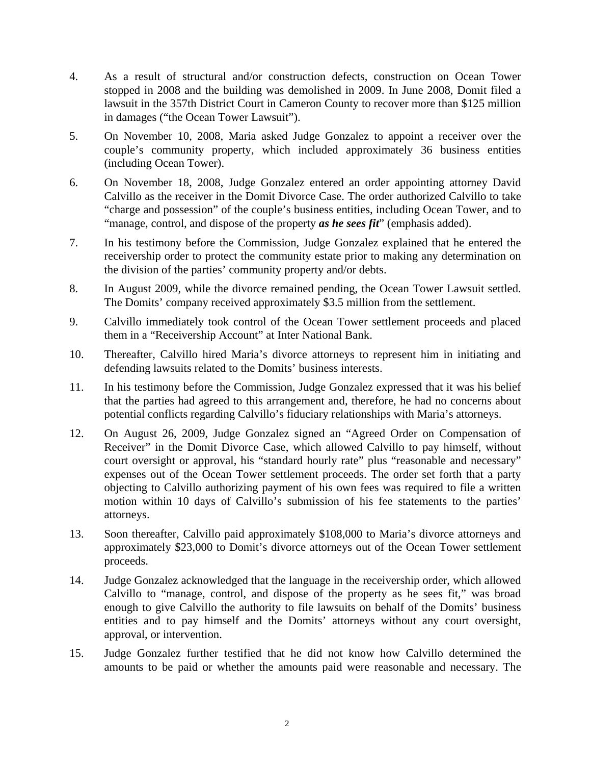4. As a result of structural and/or construction defects, construction on Ocean Tower stopped in 2008 and the building was demolished in 2009. In June 2008, Domit filed a lawsuit in the 357th District Court in Cameron County to recover more than $125 million in damages ("the Ocean Tower Lawsuit").

5. On November 10, 2008, Maria asked Judge Gonzalez to appoint a receiver over the couple's community property, which included approximately 36 business entities (including Ocean Tower).

6. On November 18, 2008, Judge Gonzalez entered an order appointing attorney David Calvillo as the receiver in the Domit Divorce Case. The order authorized Calvillo to take "charge and possession" of the couple's business entities, including Ocean Tower, and to "manage, control, and dispose of the property ***as he sees fit***" (emphasis added).

7. In his testimony before the Commission, Judge Gonzalez explained that he entered the receivership order to protect the community estate prior to making any determination on the division of the parties' community property and/or debts.

8. In August 2009, while the divorce remained pending, the Ocean Tower Lawsuit settled. The Domits' company received approximately $3.5 million from the settlement.

9. Calvillo immediately took control of the Ocean Tower settlement proceeds and placed them in a "Receivership Account" at Inter National Bank.

10. Thereafter, Calvillo hired Maria's divorce attorneys to represent him in initiating and defending lawsuits related to the Domits' business interests.

11. In his testimony before the Commission, Judge Gonzalez expressed that it was his belief that the parties had agreed to this arrangement and, therefore, he had no concerns about potential conflicts regarding Calvillo's fiduciary relationships with Maria's attorneys.

12. On August 26, 2009, Judge Gonzalez signed an "Agreed Order on Compensation of Receiver" in the Domit Divorce Case, which allowed Calvillo to pay himself, without court oversight or approval, his "standard hourly rate" plus "reasonable and necessary" expenses out of the Ocean Tower settlement proceeds. The order set forth that a party objecting to Calvillo authorizing payment of his own fees was required to file a written motion within 10 days of Calvillo's submission of his fee statements to the parties' attorneys.

13. Soon thereafter, Calvillo paid approximately $108,000 to Maria's divorce attorneys and approximately $23,000 to Domit's divorce attorneys out of the Ocean Tower settlement proceeds.

14. Judge Gonzalez acknowledged that the language in the receivership order, which allowed Calvillo to "manage, control, and dispose of the property as he sees fit," was broad enough to give Calvillo the authority to file lawsuits on behalf of the Domits' business entities and to pay himself and the Domits' attorneys without any court oversight, approval, or intervention.

15. Judge Gonzalez further testified that he did not know how Calvillo determined the amounts to be paid or whether the amounts paid were reasonable and necessary. The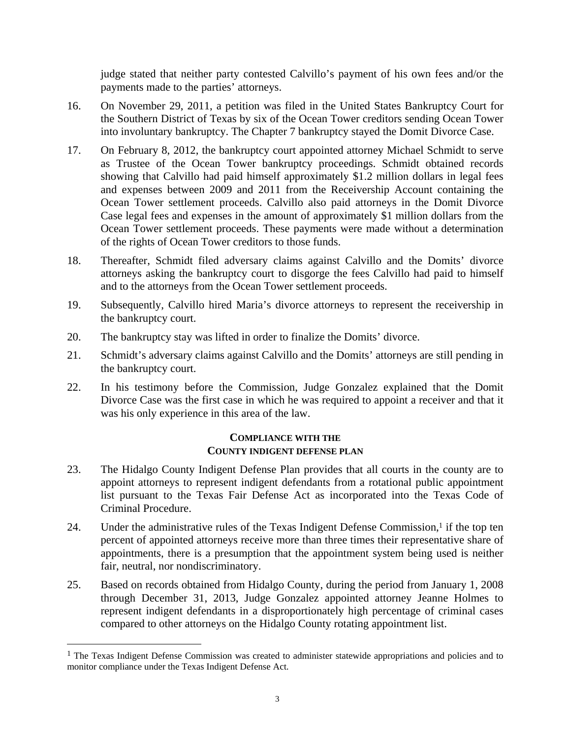judge stated that neither party contested Calvillo's payment of his own fees and/or the payments made to the parties' attorneys.

16. On November 29, 2011, a petition was filed in the United States Bankruptcy Court for the Southern District of Texas by six of the Ocean Tower creditors sending Ocean Tower into involuntary bankruptcy. The Chapter 7 bankruptcy stayed the Domit Divorce Case.

17. On February 8, 2012, the bankruptcy court appointed attorney Michael Schmidt to serve as Trustee of the Ocean Tower bankruptcy proceedings. Schmidt obtained records showing that Calvillo had paid himself approximately $1.2 million dollars in legal fees and expenses between 2009 and 2011 from the Receivership Account containing the Ocean Tower settlement proceeds. Calvillo also paid attorneys in the Domit Divorce Case legal fees and expenses in the amount of approximately $1 million dollars from the Ocean Tower settlement proceeds. These payments were made without a determination of the rights of Ocean Tower creditors to those funds.

18. Thereafter, Schmidt filed adversary claims against Calvillo and the Domits' divorce attorneys asking the bankruptcy court to disgorge the fees Calvillo had paid to himself and to the attorneys from the Ocean Tower settlement proceeds.

19. Subsequently, Calvillo hired Maria's divorce attorneys to represent the receivership in the bankruptcy court.

20. The bankruptcy stay was lifted in order to finalize the Domits' divorce.

21. Schmidt's adversary claims against Calvillo and the Domits' attorneys are still pending in the bankruptcy court.

22. In his testimony before the Commission, Judge Gonzalez explained that the Domit Divorce Case was the first case in which he was required to appoint a receiver and that it was his only experience in this area of the law.

## COMPLIANCE WITH THE COUNTY INDIGENT DEFENSE PLAN

23. The Hidalgo County Indigent Defense Plan provides that all courts in the county are to appoint attorneys to represent indigent defendants from a rotational public appointment list pursuant to the Texas Fair Defense Act as incorporated into the Texas Code of Criminal Procedure.

24. Under the administrative rules of the Texas Indigent Defense Commission,[1] if the top ten percent of appointed attorneys receive more than three times their representative share of appointments, there is a presumption that the appointment system being used is neither fair, neutral, nor nondiscriminatory.

25. Based on records obtained from Hidalgo County, during the period from January 1, 2008 through December 31, 2013, Judge Gonzalez appointed attorney Jeanne Holmes to represent indigent defendants in a disproportionately high percentage of criminal cases compared to other attorneys on the Hidalgo County rotating appointment list.

[1] The Texas Indigent Defense Commission was created to administer statewide appropriations and policies and to monitor compliance under the Texas Indigent Defense Act.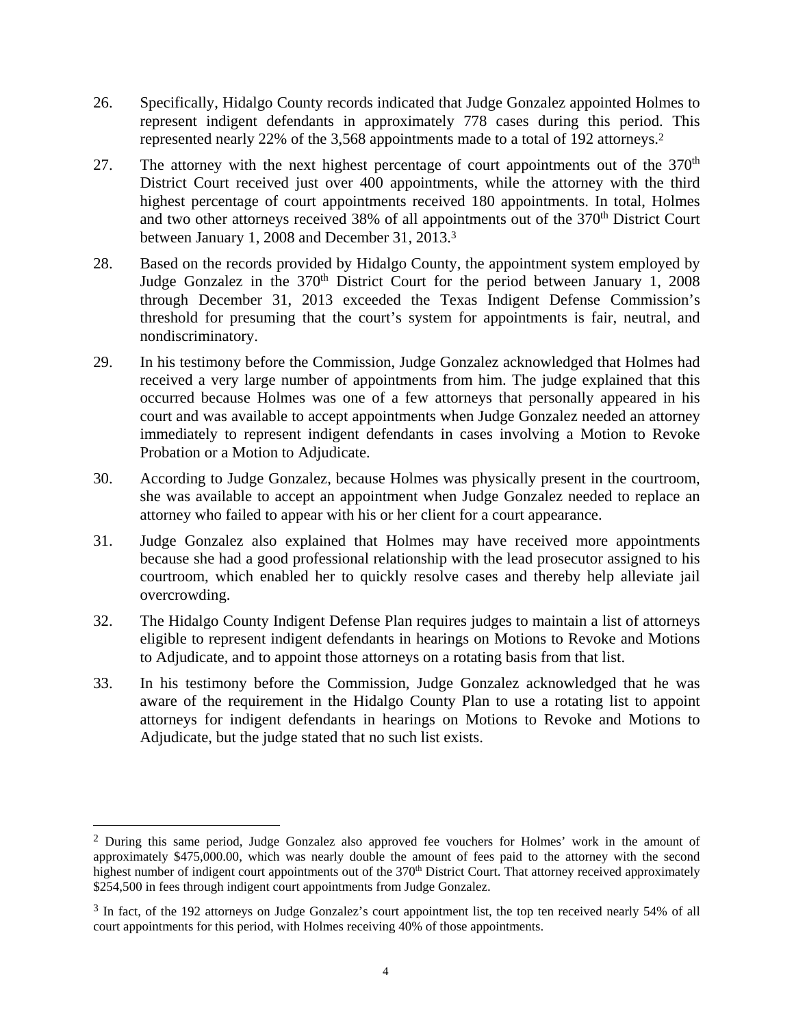26. Specifically, Hidalgo County records indicated that Judge Gonzalez appointed Holmes to represent indigent defendants in approximately 778 cases during this period. This represented nearly 22% of the 3,568 appointments made to a total of 192 attorneys.[2]

27. The attorney with the next highest percentage of court appointments out of the 370th District Court received just over 400 appointments, while the attorney with the third highest percentage of court appointments received 180 appointments. In total, Holmes and two other attorneys received 38% of all appointments out of the 370th District Court between January 1, 2008 and December 31, 2013.[3]

28. Based on the records provided by Hidalgo County, the appointment system employed by Judge Gonzalez in the 370th District Court for the period between January 1, 2008 through December 31, 2013 exceeded the Texas Indigent Defense Commission's threshold for presuming that the court's system for appointments is fair, neutral, and nondiscriminatory.

29. In his testimony before the Commission, Judge Gonzalez acknowledged that Holmes had received a very large number of appointments from him. The judge explained that this occurred because Holmes was one of a few attorneys that personally appeared in his court and was available to accept appointments when Judge Gonzalez needed an attorney immediately to represent indigent defendants in cases involving a Motion to Revoke Probation or a Motion to Adjudicate.

30. According to Judge Gonzalez, because Holmes was physically present in the courtroom, she was available to accept an appointment when Judge Gonzalez needed to replace an attorney who failed to appear with his or her client for a court appearance.

31. Judge Gonzalez also explained that Holmes may have received more appointments because she had a good professional relationship with the lead prosecutor assigned to his courtroom, which enabled her to quickly resolve cases and thereby help alleviate jail overcrowding.

32. The Hidalgo County Indigent Defense Plan requires judges to maintain a list of attorneys eligible to represent indigent defendants in hearings on Motions to Revoke and Motions to Adjudicate, and to appoint those attorneys on a rotating basis from that list.

33. In his testimony before the Commission, Judge Gonzalez acknowledged that he was aware of the requirement in the Hidalgo County Plan to use a rotating list to appoint attorneys for indigent defendants in hearings on Motions to Revoke and Motions to Adjudicate, but the judge stated that no such list exists.

---

[2] During this same period, Judge Gonzalez also approved fee vouchers for Holmes' work in the amount of approximately $475,000.00, which was nearly double the amount of fees paid to the attorney with the second highest number of indigent court appointments out of the 370th District Court. That attorney received approximately $254,500 in fees through indigent court appointments from Judge Gonzalez.

[3] In fact, of the 192 attorneys on Judge Gonzalez's court appointment list, the top ten received nearly 54% of all court appointments for this period, with Holmes receiving 40% of those appointments.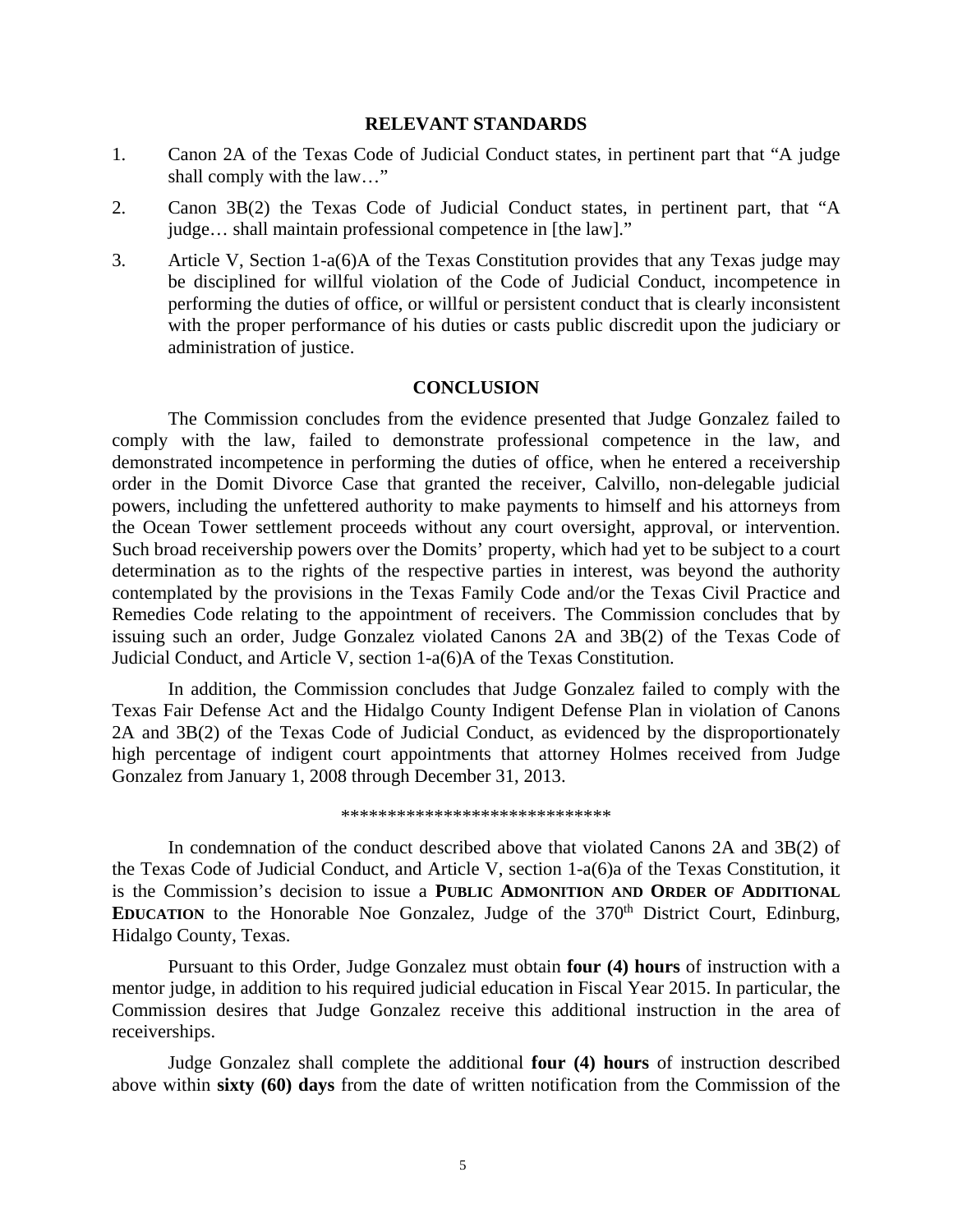## RELEVANT STANDARDS

1. Canon 2A of the Texas Code of Judicial Conduct states, in pertinent part that "A judge shall comply with the law…"

2. Canon 3B(2) the Texas Code of Judicial Conduct states, in pertinent part, that "A judge… shall maintain professional competence in [the law]."

3. Article V, Section 1-a(6)A of the Texas Constitution provides that any Texas judge may be disciplined for willful violation of the Code of Judicial Conduct, incompetence in performing the duties of office, or willful or persistent conduct that is clearly inconsistent with the proper performance of his duties or casts public discredit upon the judiciary or administration of justice.

## CONCLUSION

The Commission concludes from the evidence presented that Judge Gonzalez failed to comply with the law, failed to demonstrate professional competence in the law, and demonstrated incompetence in performing the duties of office, when he entered a receivership order in the Domit Divorce Case that granted the receiver, Calvillo, non-delegable judicial powers, including the unfettered authority to make payments to himself and his attorneys from the Ocean Tower settlement proceeds without any court oversight, approval, or intervention. Such broad receivership powers over the Domits' property, which had yet to be subject to a court determination as to the rights of the respective parties in interest, was beyond the authority contemplated by the provisions in the Texas Family Code and/or the Texas Civil Practice and Remedies Code relating to the appointment of receivers. The Commission concludes that by issuing such an order, Judge Gonzalez violated Canons 2A and 3B(2) of the Texas Code of Judicial Conduct, and Article V, section 1-a(6)A of the Texas Constitution.

In addition, the Commission concludes that Judge Gonzalez failed to comply with the Texas Fair Defense Act and the Hidalgo County Indigent Defense Plan in violation of Canons 2A and 3B(2) of the Texas Code of Judicial Conduct, as evidenced by the disproportionately high percentage of indigent court appointments that attorney Holmes received from Judge Gonzalez from January 1, 2008 through December 31, 2013.

******************************

In condemnation of the conduct described above that violated Canons 2A and 3B(2) of the Texas Code of Judicial Conduct, and Article V, section 1-a(6)a of the Texas Constitution, it is the Commission's decision to issue a **PUBLIC ADMONITION AND ORDER OF ADDITIONAL EDUCATION** to the Honorable Noe Gonzalez, Judge of the 370th District Court, Edinburg, Hidalgo County, Texas.

Pursuant to this Order, Judge Gonzalez must obtain **four (4) hours** of instruction with a mentor judge, in addition to his required judicial education in Fiscal Year 2015. In particular, the Commission desires that Judge Gonzalez receive this additional instruction in the area of receiverships.

Judge Gonzalez shall complete the additional **four (4) hours** of instruction described above within **sixty (60) days** from the date of written notification from the Commission of the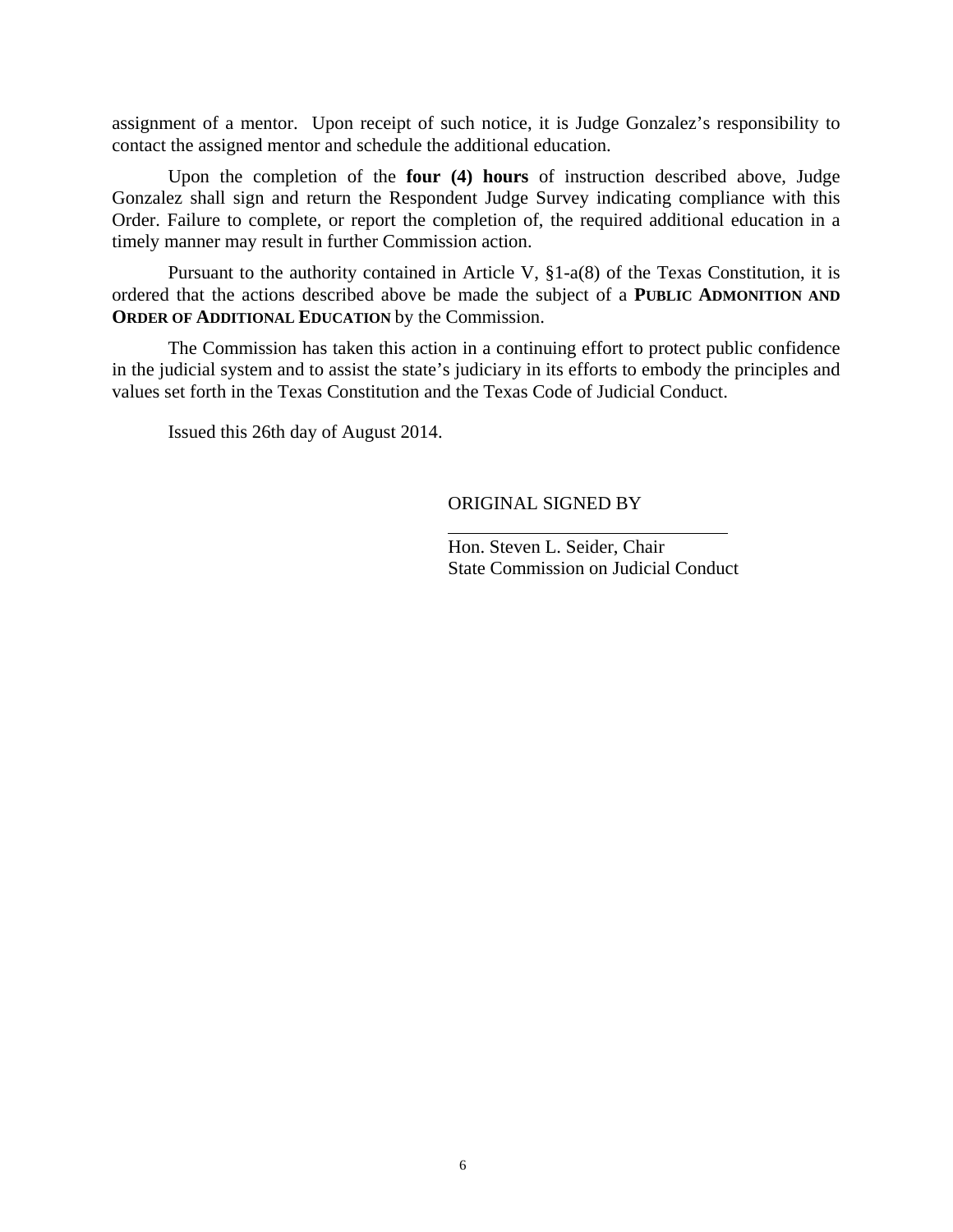assignment of a mentor. Upon receipt of such notice, it is Judge Gonzalez's responsibility to contact the assigned mentor and schedule the additional education.

Upon the completion of the **four (4) hours** of instruction described above, Judge Gonzalez shall sign and return the Respondent Judge Survey indicating compliance with this Order. Failure to complete, or report the completion of, the required additional education in a timely manner may result in further Commission action.

Pursuant to the authority contained in Article V, §1-a(8) of the Texas Constitution, it is ordered that the actions described above be made the subject of a **PUBLIC ADMONITION AND ORDER OF ADDITIONAL EDUCATION** by the Commission.

The Commission has taken this action in a continuing effort to protect public confidence in the judicial system and to assist the state's judiciary in its efforts to embody the principles and values set forth in the Texas Constitution and the Texas Code of Judicial Conduct.

Issued this 26th day of August 2014.

ORIGINAL SIGNED BY

Hon. Steven L. Seider, Chair
State Commission on Judicial Conduct